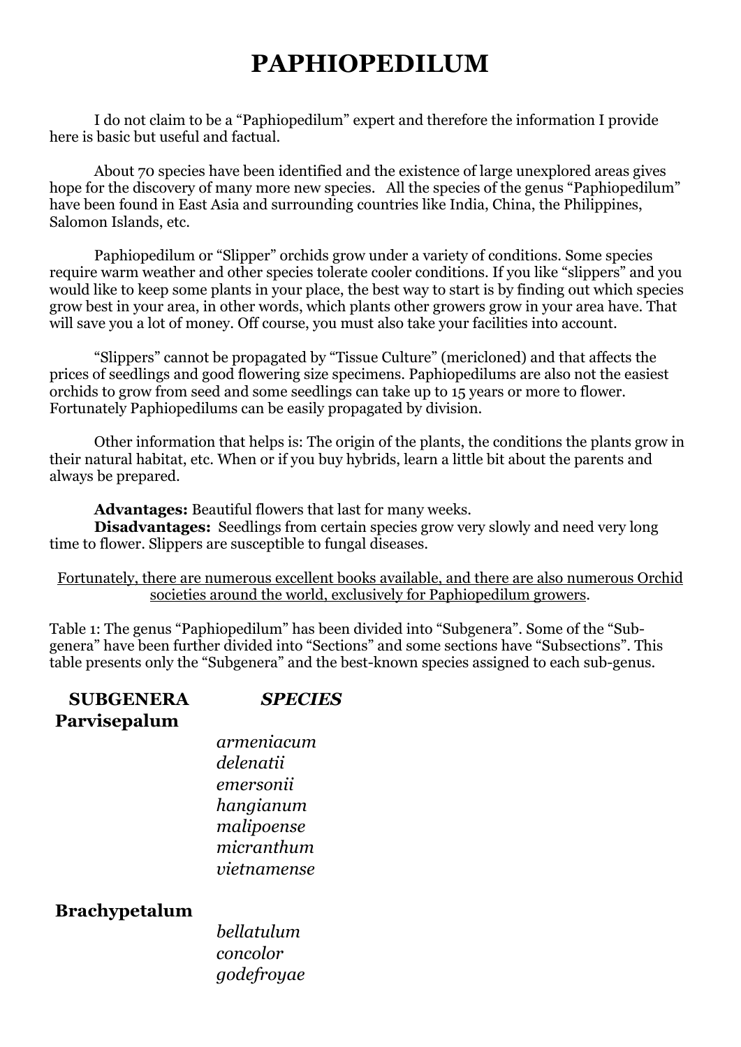# PAPHIOPEDILUM

I do not claim to be a "Paphiopedilum" expert and therefore the information I provide here is basic but useful and factual.

About 70 species have been identified and the existence of large unexplored areas gives hope for the discovery of many more new species. All the species of the genus "Paphiopedilum" have been found in East Asia and surrounding countries like India, China, the Philippines, Salomon Islands, etc.

Paphiopedilum or "Slipper" orchids grow under a variety of conditions. Some species require warm weather and other species tolerate cooler conditions. If you like "slippers" and you would like to keep some plants in your place, the best way to start is by finding out which species grow best in your area, in other words, which plants other growers grow in your area have. That will save you a lot of money. Off course, you must also take your facilities into account.

"Slippers" cannot be propagated by "Tissue Culture" (mericloned) and that affects the prices of seedlings and good flowering size specimens. Paphiopedilums are also not the easiest orchids to grow from seed and some seedlings can take up to 15 years or more to flower. Fortunately Paphiopedilums can be easily propagated by division.

Other information that helps is: The origin of the plants, the conditions the plants grow in their natural habitat, etc. When or if you buy hybrids, learn a little bit about the parents and always be prepared.

**Advantages:** Beautiful flowers that last for many weeks.
**Disadvantages:** Seedlings from certain species grow very slowly and need very long time to flower. Slippers are susceptible to fungal diseases.

<u>Fortunately, there are numerous excellent books available, and there are also numerous Orchid societies around the world, exclusively for Paphiopedilum growers</u>.

Table 1: The genus "Paphiopedilum" has been divided into "Subgenera". Some of the "Sub-genera" have been further divided into "Sections" and some sections have "Subsections". This table presents only the "Subgenera" and the best-known species assigned to each sub-genus.

| **SUBGENERA** | ***SPECIES*** |
|---|---|
| **Parvisepalum** | |
| | *armeniacum* |
| | *delenatii* |
| | *emersonii* |
| | *hangianum* |
| | *malipoense* |
| | *micranthum* |
| | *vietnamense* |
| **Brachypetalum** | |
| | *bellatulum* |
| | *concolor* |
| | *godefroyae* |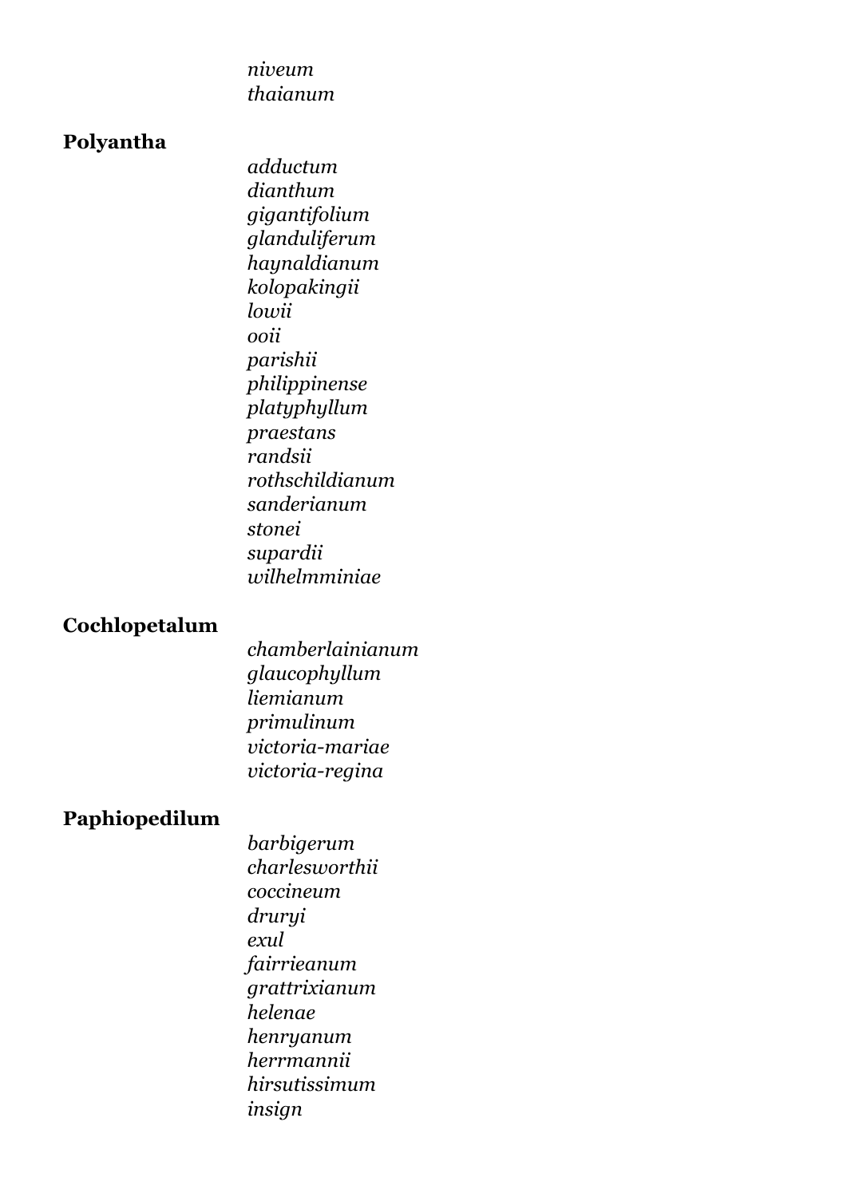*niveum*
*thaianum*

**Polyantha**

*adductum*
*dianthum*
*gigantifolium*
*glanduliferum*
*haynaldianum*
*kolopakingii*
*lowii*
*ooii*
*parishii*
*philippinense*
*platyphyllum*
*praestans*
*randsii*
*rothschildianum*
*sanderianum*
*stonei*
*supardii*
*wilhelmminiae*

**Cochlopetalum**

*chamberlainianum*
*glaucophyllum*
*liemianum*
*primulinum*
*victoria-mariae*
*victoria-regina*

**Paphiopedilum**

*barbigerum*
*charlesworthii*
*coccineum*
*druryi*
*exul*
*fairrieanum*
*grattrixianum*
*helenae*
*henryanum*
*herrmannii*
*hirsutissimum*
*insign*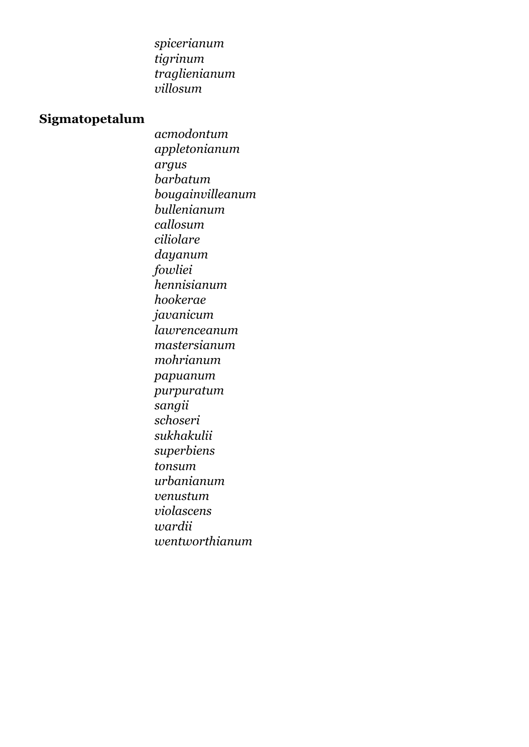*spicerianum*
*tigrinum*
*traglienianum*
*villosum*

**Sigmatopetalum**

*acmodontum*
*appletonianum*
*argus*
*barbatum*
*bougainvilleanum*
*bullenianum*
*callosum*
*ciliolare*
*dayanum*
*fowliei*
*hennisianum*
*hookerae*
*javanicum*
*lawrenceanum*
*mastersianum*
*mohrianum*
*papuanum*
*purpuratum*
*sangii*
*schoseri*
*sukhakulii*
*superbiens*
*tonsum*
*urbanianum*
*venustum*
*violascens*
*wardii*
*wentworthianum*